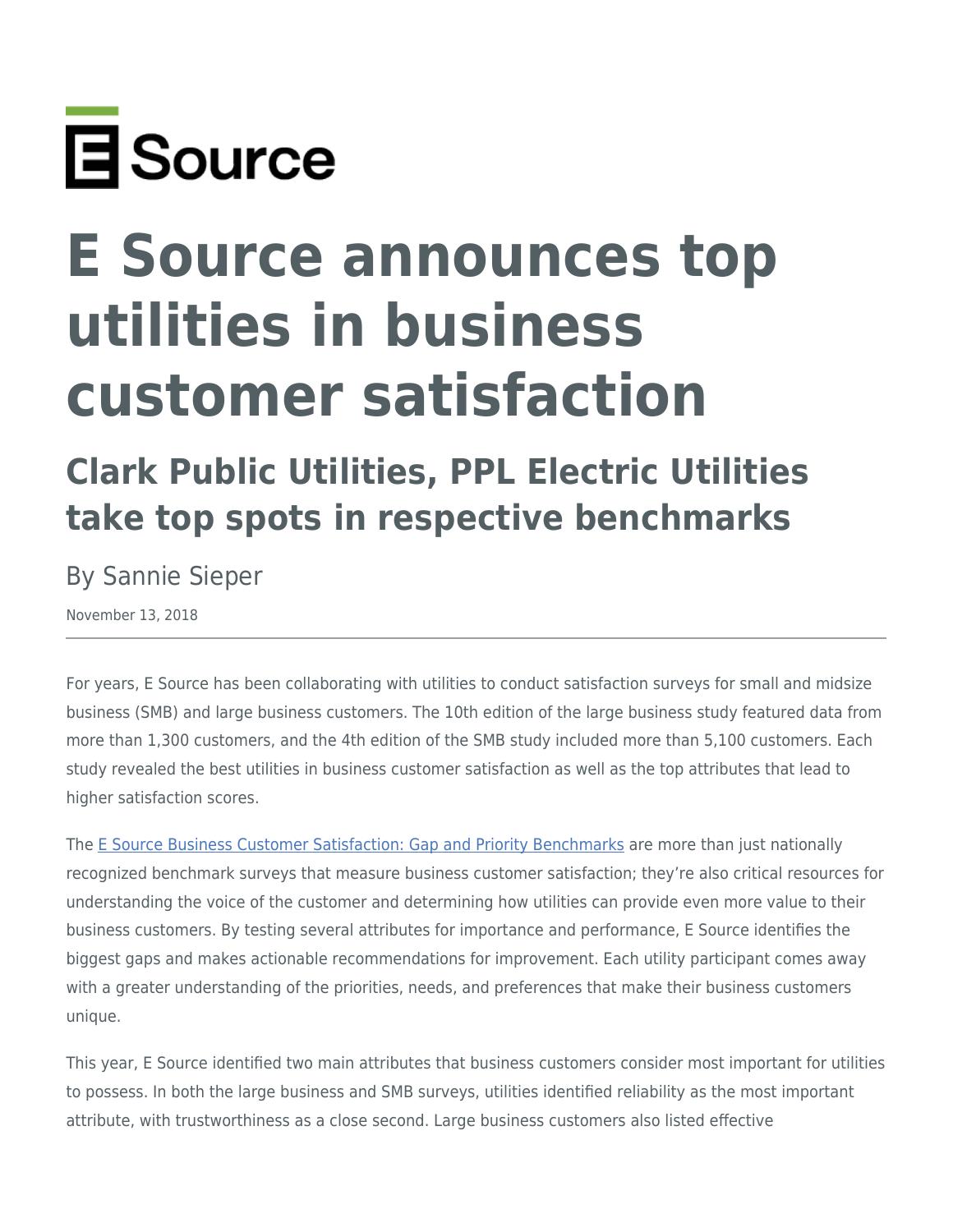E Source

# E Source announces top utilities in business customer satisfaction

## Clark Public Utilities, PPL Electric Utilities take top spots in respective benchmarks

By Sannie Sieper

November 13, 2018

---

For years, E Source has been collaborating with utilities to conduct satisfaction surveys for small and midsize business (SMB) and large business customers. The 10th edition of the large business study featured data from more than 1,300 customers, and the 4th edition of the SMB study included more than 5,100 customers. Each study revealed the best utilities in business customer satisfaction as well as the top attributes that lead to higher satisfaction scores.

The [E Source Business Customer Satisfaction: Gap and Priority Benchmarks]() are more than just nationally recognized benchmark surveys that measure business customer satisfaction; they're also critical resources for understanding the voice of the customer and determining how utilities can provide even more value to their business customers. By testing several attributes for importance and performance, E Source identifies the biggest gaps and makes actionable recommendations for improvement. Each utility participant comes away with a greater understanding of the priorities, needs, and preferences that make their business customers unique.

This year, E Source identified two main attributes that business customers consider most important for utilities to possess. In both the large business and SMB surveys, utilities identified reliability as the most important attribute, with trustworthiness as a close second. Large business customers also listed effective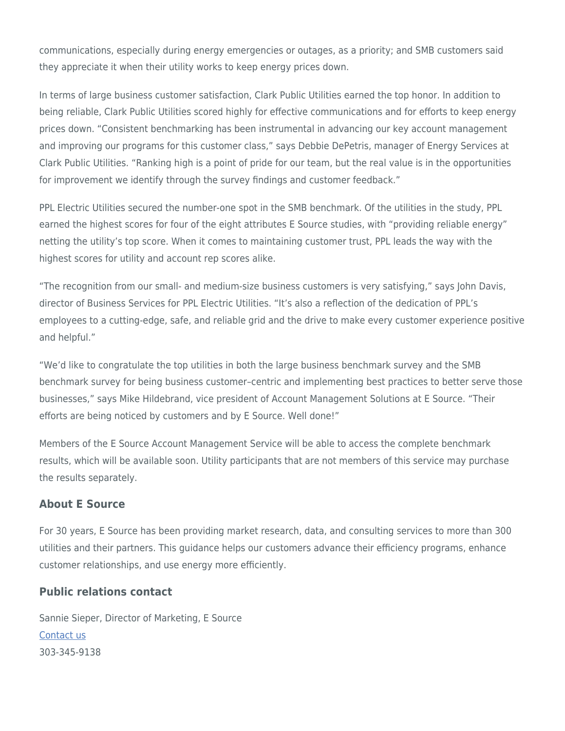communications, especially during energy emergencies or outages, as a priority; and SMB customers said they appreciate it when their utility works to keep energy prices down.

In terms of large business customer satisfaction, Clark Public Utilities earned the top honor. In addition to being reliable, Clark Public Utilities scored highly for effective communications and for efforts to keep energy prices down. “Consistent benchmarking has been instrumental in advancing our key account management and improving our programs for this customer class,” says Debbie DePetris, manager of Energy Services at Clark Public Utilities. “Ranking high is a point of pride for our team, but the real value is in the opportunities for improvement we identify through the survey findings and customer feedback.”

PPL Electric Utilities secured the number-one spot in the SMB benchmark. Of the utilities in the study, PPL earned the highest scores for four of the eight attributes E Source studies, with “providing reliable energy” netting the utility’s top score. When it comes to maintaining customer trust, PPL leads the way with the highest scores for utility and account rep scores alike.

“The recognition from our small- and medium-size business customers is very satisfying,” says John Davis, director of Business Services for PPL Electric Utilities. “It’s also a reflection of the dedication of PPL’s employees to a cutting-edge, safe, and reliable grid and the drive to make every customer experience positive and helpful.”

“We’d like to congratulate the top utilities in both the large business benchmark survey and the SMB benchmark survey for being business customer–centric and implementing best practices to better serve those businesses,” says Mike Hildebrand, vice president of Account Management Solutions at E Source. “Their efforts are being noticed by customers and by E Source. Well done!”

Members of the E Source Account Management Service will be able to access the complete benchmark results, which will be available soon. Utility participants that are not members of this service may purchase the results separately.

### About E Source

For 30 years, E Source has been providing market research, data, and consulting services to more than 300 utilities and their partners. This guidance helps our customers advance their efficiency programs, enhance customer relationships, and use energy more efficiently.

### Public relations contact

Sannie Sieper, Director of Marketing, E Source
Contact us
303-345-9138